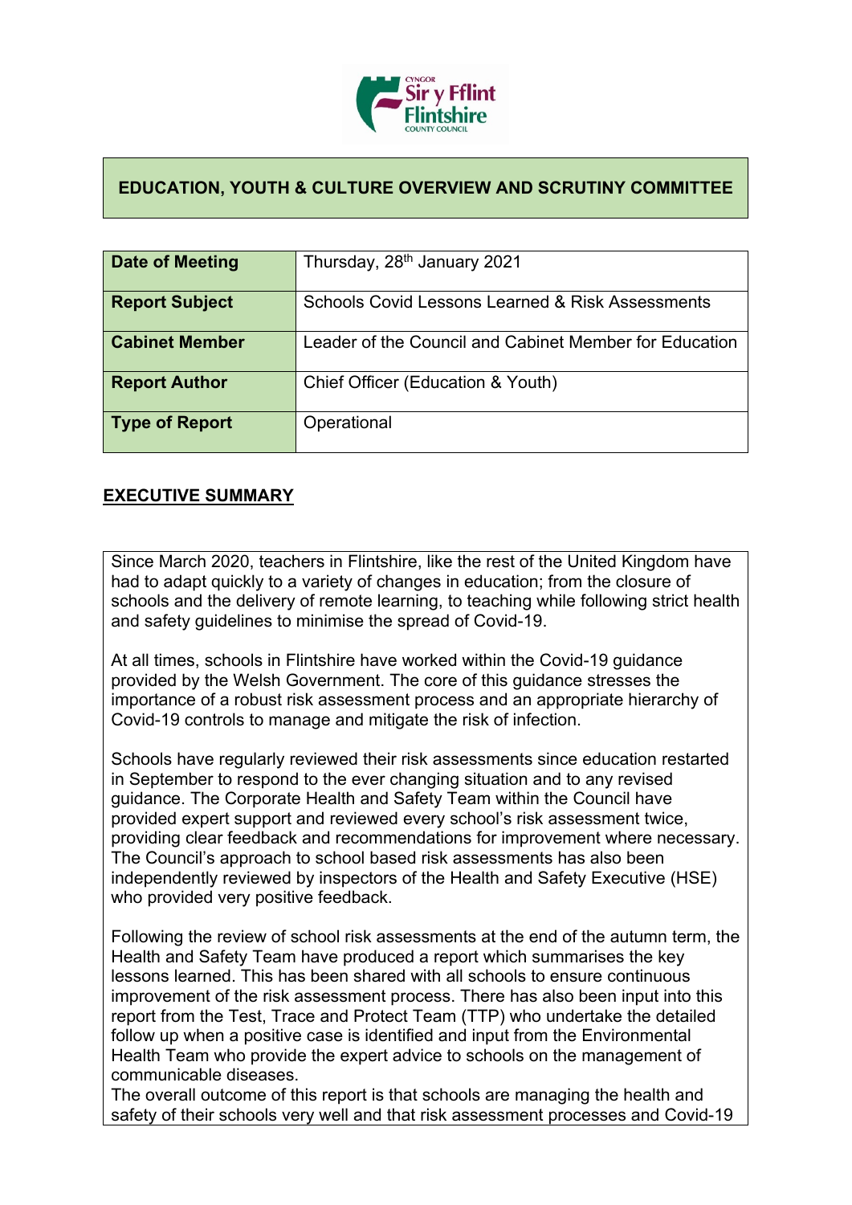## EDUCATION, YOUTH & CULTURE OVERVIEW AND SCRUTINY COMMITTEE

| | |
|---|---|
| **Date of Meeting** | Thursday, 28th January 2021 |
| **Report Subject** | Schools Covid Lessons Learned & Risk Assessments |
| **Cabinet Member** | Leader of the Council and Cabinet Member for Education |
| **Report Author** | Chief Officer (Education & Youth) |
| **Type of Report** | Operational |

## EXECUTIVE SUMMARY

Since March 2020, teachers in Flintshire, like the rest of the United Kingdom have had to adapt quickly to a variety of changes in education; from the closure of schools and the delivery of remote learning, to teaching while following strict health and safety guidelines to minimise the spread of Covid-19.

At all times, schools in Flintshire have worked within the Covid-19 guidance provided by the Welsh Government. The core of this guidance stresses the importance of a robust risk assessment process and an appropriate hierarchy of Covid-19 controls to manage and mitigate the risk of infection.

Schools have regularly reviewed their risk assessments since education restarted in September to respond to the ever changing situation and to any revised guidance. The Corporate Health and Safety Team within the Council have provided expert support and reviewed every school's risk assessment twice, providing clear feedback and recommendations for improvement where necessary. The Council's approach to school based risk assessments has also been independently reviewed by inspectors of the Health and Safety Executive (HSE) who provided very positive feedback.

Following the review of school risk assessments at the end of the autumn term, the Health and Safety Team have produced a report which summarises the key lessons learned. This has been shared with all schools to ensure continuous improvement of the risk assessment process. There has also been input into this report from the Test, Trace and Protect Team (TTP) who undertake the detailed follow up when a positive case is identified and input from the Environmental Health Team who provide the expert advice to schools on the management of communicable diseases.
The overall outcome of this report is that schools are managing the health and safety of their schools very well and that risk assessment processes and Covid-19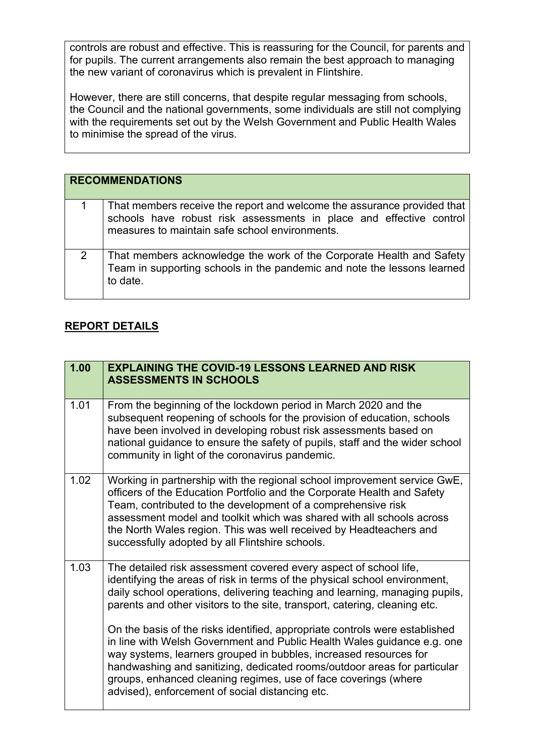controls are robust and effective. This is reassuring for the Council, for parents and for pupils. The current arrangements also remain the best approach to managing the new variant of coronavirus which is prevalent in Flintshire.

However, there are still concerns, that despite regular messaging from schools, the Council and the national governments, some individuals are still not complying with the requirements set out by the Welsh Government and Public Health Wales to minimise the spread of the virus.

| RECOMMENDATIONS | |
|---|---|
| 1 | That members receive the report and welcome the assurance provided that schools have robust risk assessments in place and effective control measures to maintain safe school environments. |
| 2 | That members acknowledge the work of the Corporate Health and Safety Team in supporting schools in the pandemic and note the lessons learned to date. |

## REPORT DETAILS

| 1.00 | EXPLAINING THE COVID-19 LESSONS LEARNED AND RISK ASSESSMENTS IN SCHOOLS |
|---|---|
| 1.01 | From the beginning of the lockdown period in March 2020 and the subsequent reopening of schools for the provision of education, schools have been involved in developing robust risk assessments based on national guidance to ensure the safety of pupils, staff and the wider school community in light of the coronavirus pandemic. |
| 1.02 | Working in partnership with the regional school improvement service GwE, officers of the Education Portfolio and the Corporate Health and Safety Team, contributed to the development of a comprehensive risk assessment model and toolkit which was shared with all schools across the North Wales region. This was well received by Headteachers and successfully adopted by all Flintshire schools. |
| 1.03 | The detailed risk assessment covered every aspect of school life, identifying the areas of risk in terms of the physical school environment, daily school operations, delivering teaching and learning, managing pupils, parents and other visitors to the site, transport, catering, cleaning etc.<br><br>On the basis of the risks identified, appropriate controls were established in line with Welsh Government and Public Health Wales guidance e.g. one way systems, learners grouped in bubbles, increased resources for handwashing and sanitizing, dedicated rooms/outdoor areas for particular groups, enhanced cleaning regimes, use of face coverings (where advised), enforcement of social distancing etc. |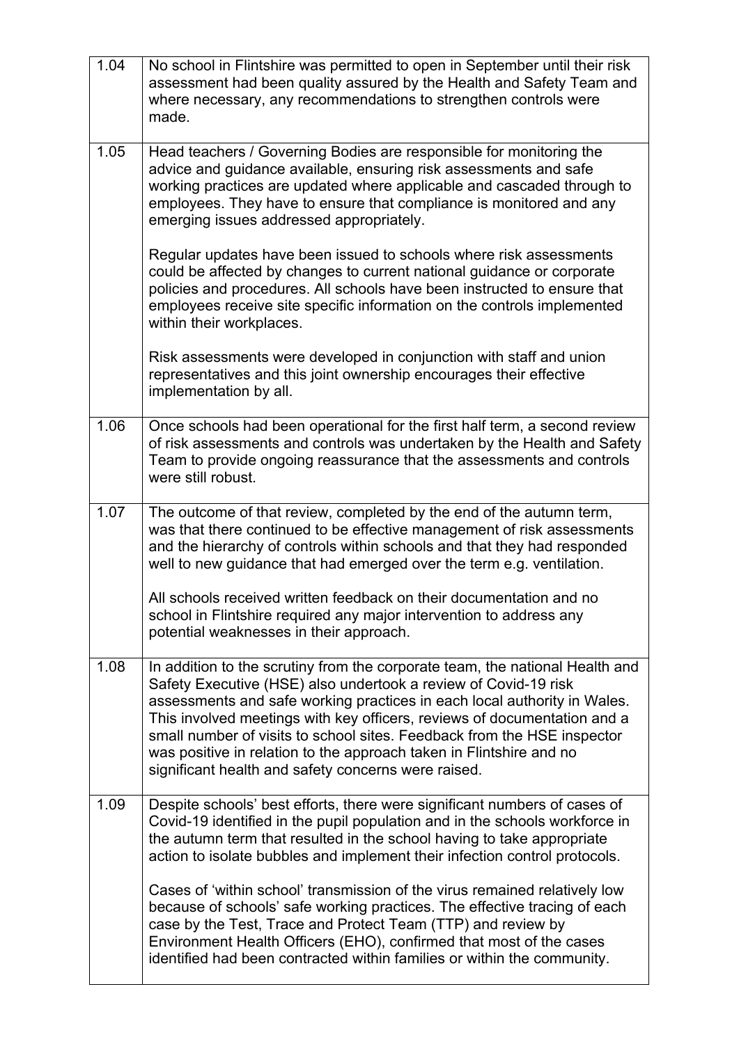| | |
|---|---|
| 1.04 | No school in Flintshire was permitted to open in September until their risk assessment had been quality assured by the Health and Safety Team and where necessary, any recommendations to strengthen controls were made. |
| 1.05 | Head teachers / Governing Bodies are responsible for monitoring the advice and guidance available, ensuring risk assessments and safe working practices are updated where applicable and cascaded through to employees. They have to ensure that compliance is monitored and any emerging issues addressed appropriately.<br><br>Regular updates have been issued to schools where risk assessments could be affected by changes to current national guidance or corporate policies and procedures. All schools have been instructed to ensure that employees receive site specific information on the controls implemented within their workplaces.<br><br>Risk assessments were developed in conjunction with staff and union representatives and this joint ownership encourages their effective implementation by all. |
| 1.06 | Once schools had been operational for the first half term, a second review of risk assessments and controls was undertaken by the Health and Safety Team to provide ongoing reassurance that the assessments and controls were still robust. |
| 1.07 | The outcome of that review, completed by the end of the autumn term, was that there continued to be effective management of risk assessments and the hierarchy of controls within schools and that they had responded well to new guidance that had emerged over the term e.g. ventilation.<br><br>All schools received written feedback on their documentation and no school in Flintshire required any major intervention to address any potential weaknesses in their approach. |
| 1.08 | In addition to the scrutiny from the corporate team, the national Health and Safety Executive (HSE) also undertook a review of Covid-19 risk assessments and safe working practices in each local authority in Wales. This involved meetings with key officers, reviews of documentation and a small number of visits to school sites. Feedback from the HSE inspector was positive in relation to the approach taken in Flintshire and no significant health and safety concerns were raised. |
| 1.09 | Despite schools' best efforts, there were significant numbers of cases of Covid-19 identified in the pupil population and in the schools workforce in the autumn term that resulted in the school having to take appropriate action to isolate bubbles and implement their infection control protocols.<br><br>Cases of 'within school' transmission of the virus remained relatively low because of schools' safe working practices. The effective tracing of each case by the Test, Trace and Protect Team (TTP) and review by Environment Health Officers (EHO), confirmed that most of the cases identified had been contracted within families or within the community. |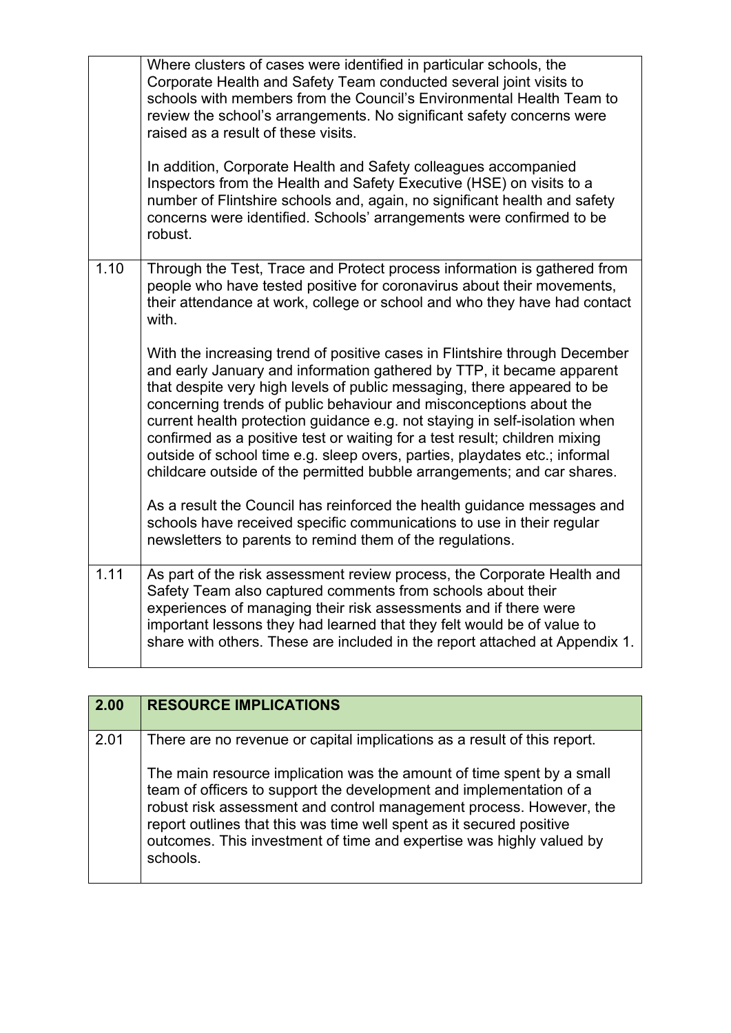| | |
|---|---|
| | Where clusters of cases were identified in particular schools, the Corporate Health and Safety Team conducted several joint visits to schools with members from the Council's Environmental Health Team to review the school's arrangements. No significant safety concerns were raised as a result of these visits.<br><br>In addition, Corporate Health and Safety colleagues accompanied Inspectors from the Health and Safety Executive (HSE) on visits to a number of Flintshire schools and, again, no significant health and safety concerns were identified. Schools' arrangements were confirmed to be robust. |
| 1.10 | Through the Test, Trace and Protect process information is gathered from people who have tested positive for coronavirus about their movements, their attendance at work, college or school and who they have had contact with.<br><br>With the increasing trend of positive cases in Flintshire through December and early January and information gathered by TTP, it became apparent that despite very high levels of public messaging, there appeared to be concerning trends of public behaviour and misconceptions about the current health protection guidance e.g. not staying in self-isolation when confirmed as a positive test or waiting for a test result; children mixing outside of school time e.g. sleep overs, parties, playdates etc.; informal childcare outside of the permitted bubble arrangements; and car shares.<br><br>As a result the Council has reinforced the health guidance messages and schools have received specific communications to use in their regular newsletters to parents to remind them of the regulations. |
| 1.11 | As part of the risk assessment review process, the Corporate Health and Safety Team also captured comments from schools about their experiences of managing their risk assessments and if there were important lessons they had learned that they felt would be of value to share with others. These are included in the report attached at Appendix 1. |

| 2.00 | RESOURCE IMPLICATIONS |
|---|---|
| 2.01 | There are no revenue or capital implications as a result of this report.<br><br>The main resource implication was the amount of time spent by a small team of officers to support the development and implementation of a robust risk assessment and control management process. However, the report outlines that this was time well spent as it secured positive outcomes. This investment of time and expertise was highly valued by schools. |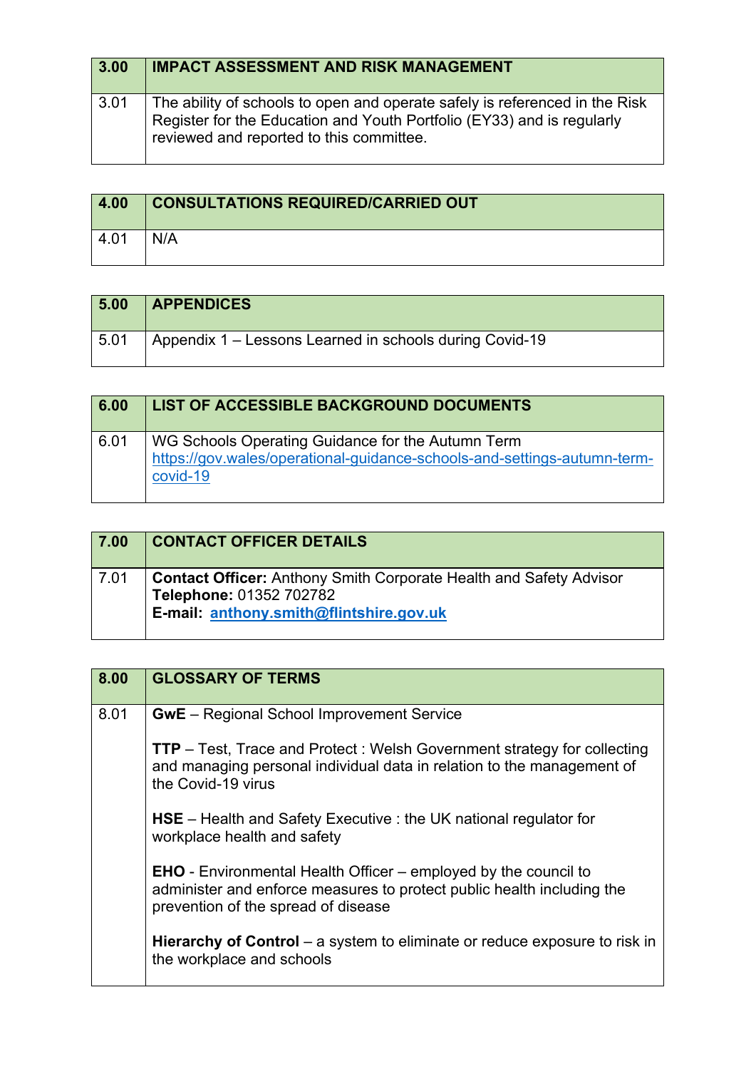| 3.00 | IMPACT ASSESSMENT AND RISK MANAGEMENT |
|---|---|
| 3.01 | The ability of schools to open and operate safely is referenced in the Risk Register for the Education and Youth Portfolio (EY33) and is regularly reviewed and reported to this committee. |

| 4.00 | CONSULTATIONS REQUIRED/CARRIED OUT |
|---|---|
| 4.01 | N/A |

| 5.00 | APPENDICES |
|---|---|
| 5.01 | Appendix 1 – Lessons Learned in schools during Covid-19 |

| 6.00 | LIST OF ACCESSIBLE BACKGROUND DOCUMENTS |
|---|---|
| 6.01 | WG Schools Operating Guidance for the Autumn Term https://gov.wales/operational-guidance-schools-and-settings-autumn-term-covid-19 |

| 7.00 | CONTACT OFFICER DETAILS |
|---|---|
| 7.01 | **Contact Officer:** Anthony Smith Corporate Health and Safety Advisor<br>**Telephone:** 01352 702782<br>**E-mail:** **anthony.smith@flintshire.gov.uk** |

| 8.00 | GLOSSARY OF TERMS |
|---|---|
| 8.01 | **GwE** – Regional School Improvement Service<br><br>**TTP** – Test, Trace and Protect : Welsh Government strategy for collecting and managing personal individual data in relation to the management of the Covid-19 virus<br><br>**HSE** – Health and Safety Executive : the UK national regulator for workplace health and safety<br><br>**EHO** - Environmental Health Officer – employed by the council to administer and enforce measures to protect public health including the prevention of the spread of disease<br><br>**Hierarchy of Control** – a system to eliminate or reduce exposure to risk in the workplace and schools |